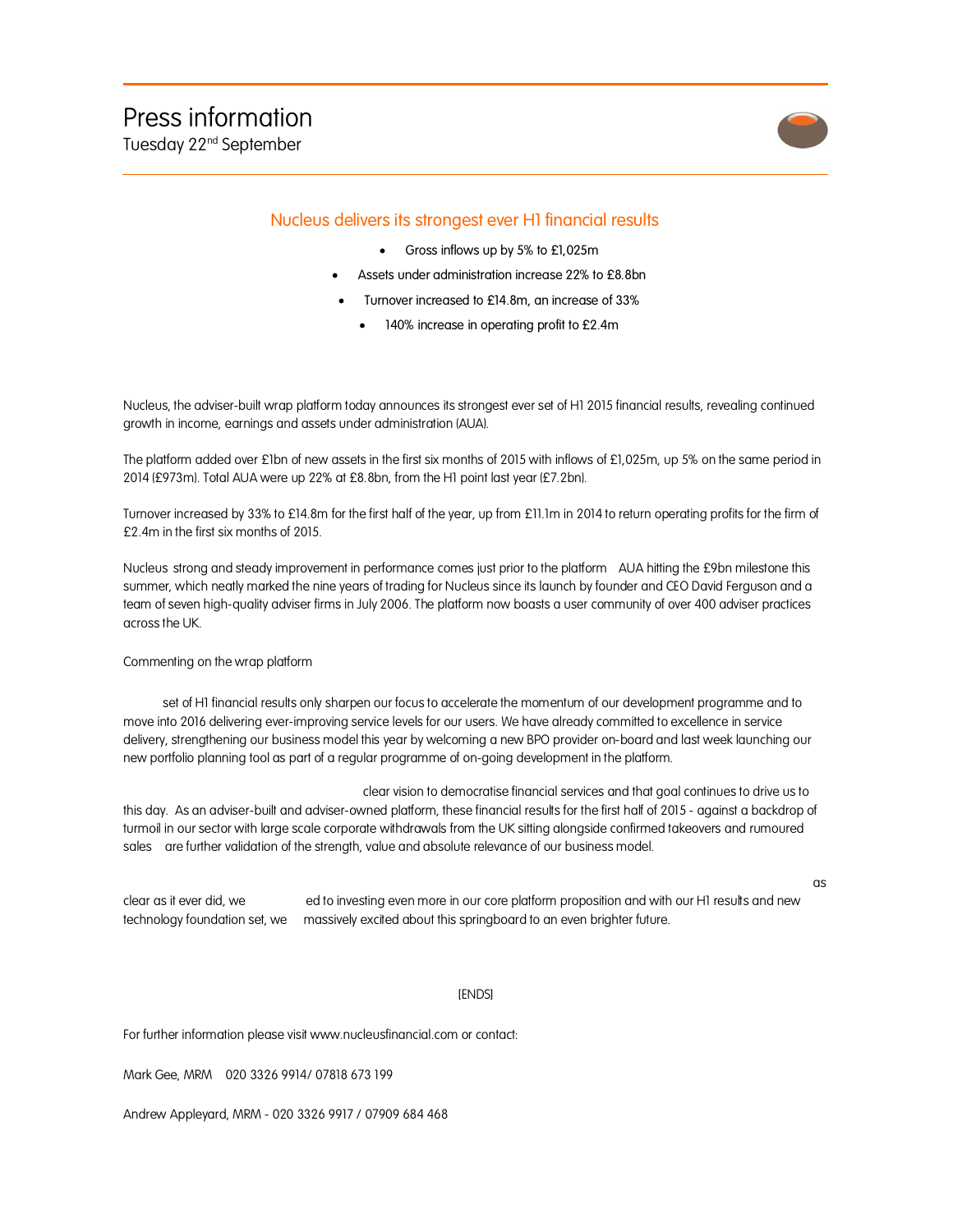# Press information

Tuesday 22nd September

## Nucleus delivers its strongest ever H1 financial results

- Gross inflows up by 5% to £1,025m
- Assets under administration increase 22% to £8.8bn
- Turnover increased to £14.8m, an increase of 33%
- 140% increase in operating profit to £2.4m

Nucleus, the adviser-built wrap platform today announces its strongest ever set of H1 2015 financial results, revealing continued growth in income, earnings and assets under administration (AUA).

The platform added over £1bn of new assets in the first six months of 2015 with inflows of £1,025m, up 5% on the same period in 2014 (£973m). Total AUA were up 22% at £8.8bn, from the H1 point last year (£7.2bn).

Turnover increased by 33% to £14.8m for the first half of the year, up from £11.1m in 2014 to return operating profits for the firm of £2.4m in the first six months of 2015.

Nucleus strong and steady improvement in performance comes just prior to the platform AUA hitting the £9bn milestone this summer, which neatly marked the nine years of trading for Nucleus since its launch by founder and CEO David Ferguson and a team of seven high-quality adviser firms in July 2006. The platform now boasts a user community of over 400 adviser practices across the UK.

Commenting on the wrap platform

set of H1 financial results only sharpen our focus to accelerate the momentum of our development programme and to move into 2016 delivering ever-improving service levels for our users. We have already committed to excellence in service delivery, strengthening our business model this year by welcoming a new BPO provider on-board and last week launching our new portfolio planning tool as part of a regular programme of on-going development in the platform.

clear vision to democratise financial services and that goal continues to drive us to this day. As an adviser-built and adviser-owned platform, these financial results for the first half of 2015 - against a backdrop of turmoil in our sector with large scale corporate withdrawals from the UK sitting alongside confirmed takeovers and rumoured sales are further validation of the strength, value and absolute relevance of our business model.

as clear as it ever did, we ed to investing even more in our core platform proposition and with our H1 results and new technology foundation set, we massively excited about this springboard to an even brighter future.

[ENDS]

For further information please visit www.nucleusfinancial.com or contact:

Mark Gee, MRM 020 3326 9914/ 07818 673 199

Andrew Appleyard, MRM - 020 3326 9917 / 07909 684 468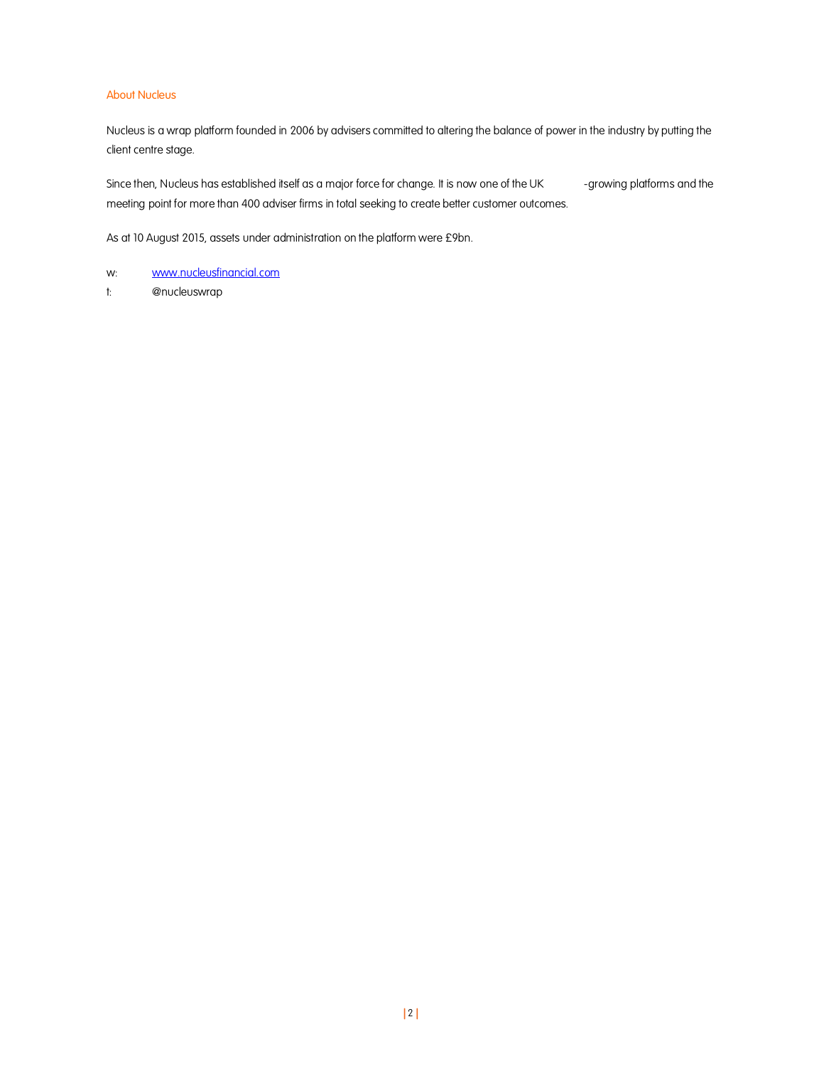## About Nucleus

Nucleus is a wrap platform founded in 2006 by advisers committed to altering the balance of power in the industry by putting the client centre stage.

Since then, Nucleus has established itself as a major force for change. It is now one of the UK -growing platforms and the meeting point for more than 400 adviser firms in total seeking to create better customer outcomes.

As at 10 August 2015, assets under administration on the platform were £9bn.

w: www.nucleusfinancial.com

t: @nucleuswrap